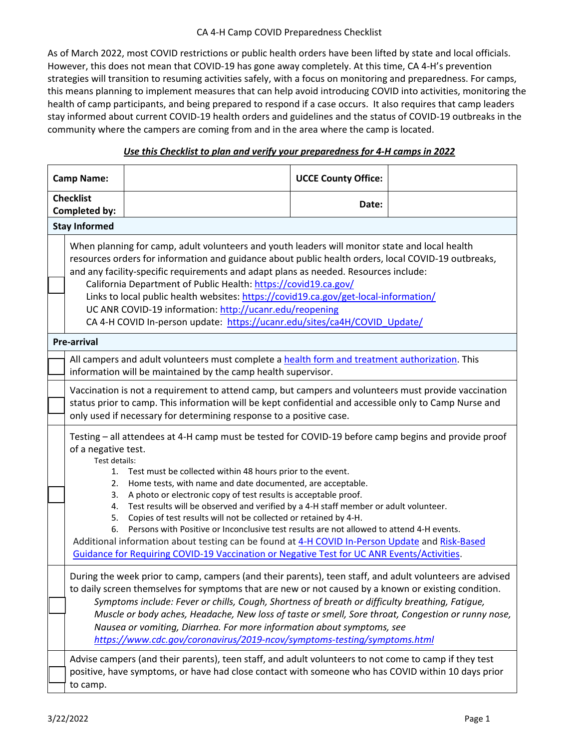# CA 4-H Camp COVID Preparedness Checklist

As of March 2022, most COVID restrictions or public health orders have been lifted by state and local officials. However, this does not mean that COVID-19 has gone away completely. At this time, CA 4-H's prevention strategies will transition to resuming activities safely, with a focus on monitoring and preparedness. For camps, this means planning to implement measures that can help avoid introducing COVID into activities, monitoring the health of camp participants, and being prepared to respond if a case occurs. It also requires that camp leaders stay informed about current COVID-19 health orders and guidelines and the status of COVID-19 outbreaks in the community where the campers are coming from and in the area where the camp is located.

***Use this Checklist to plan and verify your preparedness for 4-H camps in 2022***

| **Camp Name:** | | **UCCE County Office:** | |
|---|---|---|---|
| **Checklist Completed by:** | | **Date:** | |

## Stay Informed

- [ ] When planning for camp, adult volunteers and youth leaders will monitor state and local health resources orders for information and guidance about public health orders, local COVID-19 outbreaks, and any facility-specific requirements and adapt plans as needed. Resources include:
  - California Department of Public Health: https://covid19.ca.gov/
  - Links to local public health websites: https://covid19.ca.gov/get-local-information/
  - UC ANR COVID-19 information: http://ucanr.edu/reopening
  - CA 4-H COVID In-person update: https://ucanr.edu/sites/ca4H/COVID_Update/

## Pre-arrival

- [ ] All campers and adult volunteers must complete a health form and treatment authorization. This information will be maintained by the camp health supervisor.
- [ ] Vaccination is not a requirement to attend camp, but campers and volunteers must provide vaccination status prior to camp. This information will be kept confidential and accessible only to Camp Nurse and only used if necessary for determining response to a positive case.
- [ ] Testing – all attendees at 4-H camp must be tested for COVID-19 before camp begins and provide proof of a negative test.

  Test details:
  1. Test must be collected within 48 hours prior to the event.
  2. Home tests, with name and date documented, are acceptable.
  3. A photo or electronic copy of test results is acceptable proof.
  4. Test results will be observed and verified by a 4-H staff member or adult volunteer.
  5. Copies of test results will not be collected or retained by 4-H.
  6. Persons with Positive or Inconclusive test results are not allowed to attend 4-H events.

  Additional information about testing can be found at 4-H COVID In-Person Update and Risk-Based Guidance for Requiring COVID-19 Vaccination or Negative Test for UC ANR Events/Activities.
- [ ] During the week prior to camp, campers (and their parents), teen staff, and adult volunteers are advised to daily screen themselves for symptoms that are new or not caused by a known or existing condition.

  *Symptoms include: Fever or chills, Cough, Shortness of breath or difficulty breathing, Fatigue, Muscle or body aches, Headache, New loss of taste or smell, Sore throat, Congestion or runny nose, Nausea or vomiting, Diarrhea. For more information about symptoms, see https://www.cdc.gov/coronavirus/2019-ncov/symptoms-testing/symptoms.html*
- [ ] Advise campers (and their parents), teen staff, and adult volunteers to not come to camp if they test positive, have symptoms, or have had close contact with someone who has COVID within 10 days prior to camp.

3/22/2022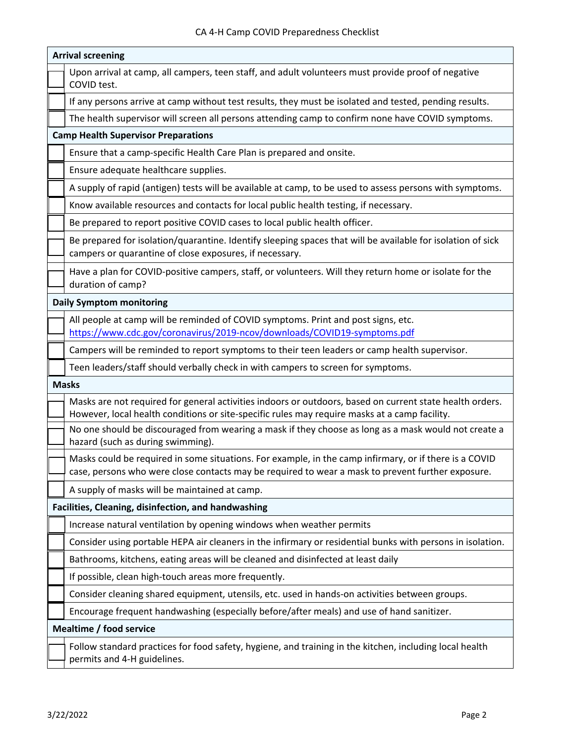| | |
|---|---|
| **Arrival screening** | |
| ☐ | Upon arrival at camp, all campers, teen staff, and adult volunteers must provide proof of negative COVID test. |
| ☐ | If any persons arrive at camp without test results, they must be isolated and tested, pending results. |
| ☐ | The health supervisor will screen all persons attending camp to confirm none have COVID symptoms. |
| **Camp Health Supervisor Preparations** | |
| ☐ | Ensure that a camp-specific Health Care Plan is prepared and onsite. |
| ☐ | Ensure adequate healthcare supplies. |
| ☐ | A supply of rapid (antigen) tests will be available at camp, to be used to assess persons with symptoms. |
| ☐ | Know available resources and contacts for local public health testing, if necessary. |
| ☐ | Be prepared to report positive COVID cases to local public health officer. |
| ☐ | Be prepared for isolation/quarantine. Identify sleeping spaces that will be available for isolation of sick campers or quarantine of close exposures, if necessary. |
| ☐ | Have a plan for COVID-positive campers, staff, or volunteers. Will they return home or isolate for the duration of camp? |
| **Daily Symptom monitoring** | |
| ☐ | All people at camp will be reminded of COVID symptoms. Print and post signs, etc. https://www.cdc.gov/coronavirus/2019-ncov/downloads/COVID19-symptoms.pdf |
| ☐ | Campers will be reminded to report symptoms to their teen leaders or camp health supervisor. |
| ☐ | Teen leaders/staff should verbally check in with campers to screen for symptoms. |
| **Masks** | |
| ☐ | Masks are not required for general activities indoors or outdoors, based on current state health orders. However, local health conditions or site-specific rules may require masks at a camp facility. |
| ☐ | No one should be discouraged from wearing a mask if they choose as long as a mask would not create a hazard (such as during swimming). |
| ☐ | Masks could be required in some situations. For example, in the camp infirmary, or if there is a COVID case, persons who were close contacts may be required to wear a mask to prevent further exposure. |
| ☐ | A supply of masks will be maintained at camp. |
| **Facilities, Cleaning, disinfection, and handwashing** | |
| ☐ | Increase natural ventilation by opening windows when weather permits |
| ☐ | Consider using portable HEPA air cleaners in the infirmary or residential bunks with persons in isolation. |
| ☐ | Bathrooms, kitchens, eating areas will be cleaned and disinfected at least daily |
| ☐ | If possible, clean high-touch areas more frequently. |
| ☐ | Consider cleaning shared equipment, utensils, etc. used in hands-on activities between groups. |
| ☐ | Encourage frequent handwashing (especially before/after meals) and use of hand sanitizer. |
| **Mealtime / food service** | |
| ☐ | Follow standard practices for food safety, hygiene, and training in the kitchen, including local health permits and 4-H guidelines. |

3/22/2022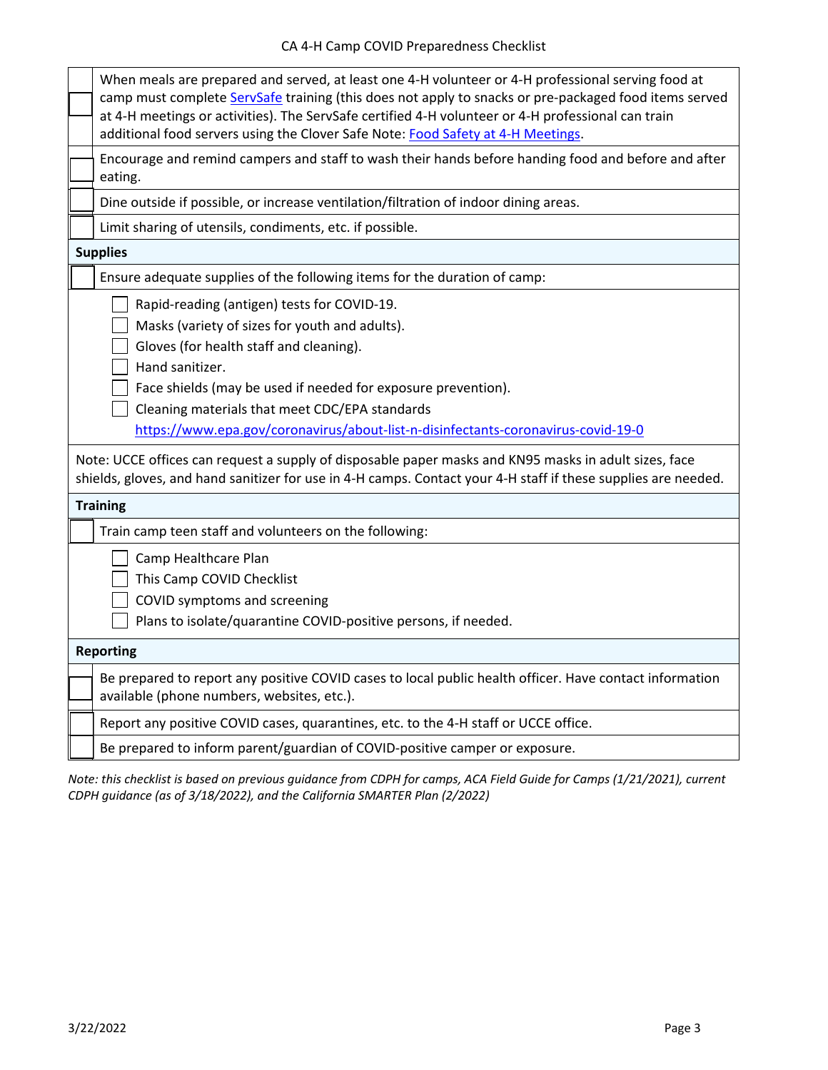| | |
|---|---|
| ☐ | When meals are prepared and served, at least one 4-H volunteer or 4-H professional serving food at camp must complete [ServSafe](ServSafe) training (this does not apply to snacks or pre-packaged food items served at 4-H meetings or activities). The ServSafe certified 4-H volunteer or 4-H professional can train additional food servers using the Clover Safe Note: [Food Safety at 4-H Meetings](Food Safety at 4-H Meetings). |
| ☐ | Encourage and remind campers and staff to wash their hands before handing food and before and after eating. |
| ☐ | Dine outside if possible, or increase ventilation/filtration of indoor dining areas. |
| ☐ | Limit sharing of utensils, condiments, etc. if possible. |
| **Supplies** | |
| ☐ | Ensure adequate supplies of the following items for the duration of camp: |
| | ☐ Rapid-reading (antigen) tests for COVID-19.<br>☐ Masks (variety of sizes for youth and adults).<br>☐ Gloves (for health staff and cleaning).<br>☐ Hand sanitizer.<br>☐ Face shields (may be used if needed for exposure prevention).<br>☐ Cleaning materials that meet CDC/EPA standards https://www.epa.gov/coronavirus/about-list-n-disinfectants-coronavirus-covid-19-0 |
| Note: UCCE offices can request a supply of disposable paper masks and KN95 masks in adult sizes, face shields, gloves, and hand sanitizer for use in 4-H camps. Contact your 4-H staff if these supplies are needed. | |
| **Training** | |
| ☐ | Train camp teen staff and volunteers on the following: |
| | ☐ Camp Healthcare Plan<br>☐ This Camp COVID Checklist<br>☐ COVID symptoms and screening<br>☐ Plans to isolate/quarantine COVID-positive persons, if needed. |
| **Reporting** | |
| ☐ | Be prepared to report any positive COVID cases to local public health officer. Have contact information available (phone numbers, websites, etc.). |
| ☐ | Report any positive COVID cases, quarantines, etc. to the 4-H staff or UCCE office. |
| ☐ | Be prepared to inform parent/guardian of COVID-positive camper or exposure. |

*Note: this checklist is based on previous guidance from CDPH for camps, ACA Field Guide for Camps (1/21/2021), current CDPH guidance (as of 3/18/2022), and the California SMARTER Plan (2/2022)*